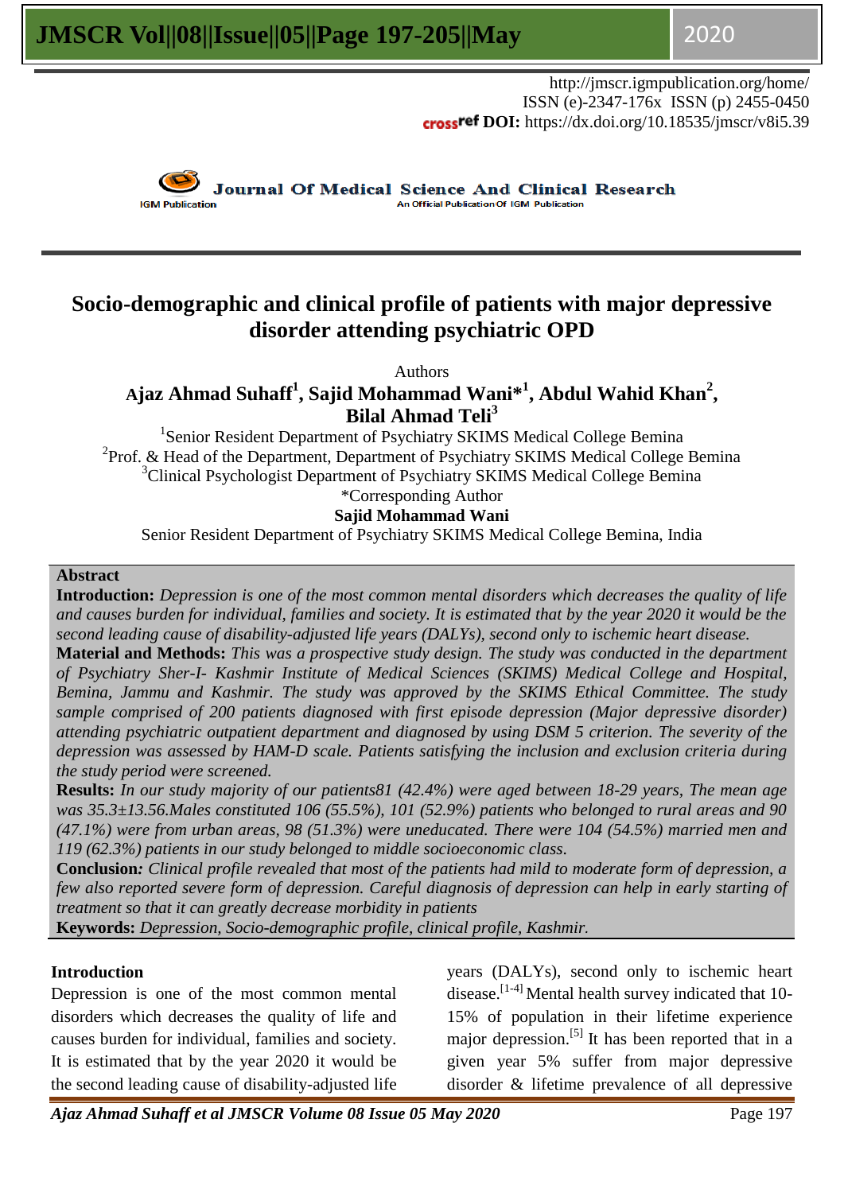http://jmscr.igmpublication.org/home/
ISSN (e)-2347-176x ISSN (p) 2455-0450
crossref DOI: https://dx.doi.org/10.18535/jmscr/v8i5.39

Journal Of Medical Science And Clinical Research
An Official Publication Of IGM Publication

# Socio-demographic and clinical profile of patients with major depressive disorder attending psychiatric OPD

Authors

**Ajaz Ahmad Suhaff[1], Sajid Mohammad Wani*[1], Abdul Wahid Khan[2], Bilal Ahmad Teli[3]**

[1]Senior Resident Department of Psychiatry SKIMS Medical College Bemina
[2]Prof. & Head of the Department, Department of Psychiatry SKIMS Medical College Bemina
[3]Clinical Psychologist Department of Psychiatry SKIMS Medical College Bemina

*Corresponding Author
**Sajid Mohammad Wani**
Senior Resident Department of Psychiatry SKIMS Medical College Bemina, India

## Abstract

**Introduction:** *Depression is one of the most common mental disorders which decreases the quality of life and causes burden for individual, families and society. It is estimated that by the year 2020 it would be the second leading cause of disability-adjusted life years (DALYs), second only to ischemic heart disease.*

**Material and Methods:** *This was a prospective study design. The study was conducted in the department of Psychiatry Sher-I- Kashmir Institute of Medical Sciences (SKIMS) Medical College and Hospital, Bemina, Jammu and Kashmir. The study was approved by the SKIMS Ethical Committee. The study sample comprised of 200 patients diagnosed with first episode depression (Major depressive disorder) attending psychiatric outpatient department and diagnosed by using DSM 5 criterion. The severity of the depression was assessed by HAM-D scale. Patients satisfying the inclusion and exclusion criteria during the study period were screened.*

**Results:** *In our study majority of our patients81 (42.4%) were aged between 18-29 years, The mean age was 35.3±13.56.Males constituted 106 (55.5%), 101 (52.9%) patients who belonged to rural areas and 90 (47.1%) were from urban areas, 98 (51.3%) were uneducated. There were 104 (54.5%) married men and 119 (62.3%) patients in our study belonged to middle socioeconomic class.*

**Conclusion:** *Clinical profile revealed that most of the patients had mild to moderate form of depression, a few also reported severe form of depression. Careful diagnosis of depression can help in early starting of treatment so that it can greatly decrease morbidity in patients*

**Keywords:** *Depression, Socio-demographic profile, clinical profile, Kashmir.*

## Introduction

Depression is one of the most common mental disorders which decreases the quality of life and causes burden for individual, families and society. It is estimated that by the year 2020 it would be the second leading cause of disability-adjusted life years (DALYs), second only to ischemic heart disease.[1-4] Mental health survey indicated that 10-15% of population in their lifetime experience major depression.[5] It has been reported that in a given year 5% suffer from major depressive disorder & lifetime prevalence of all depressive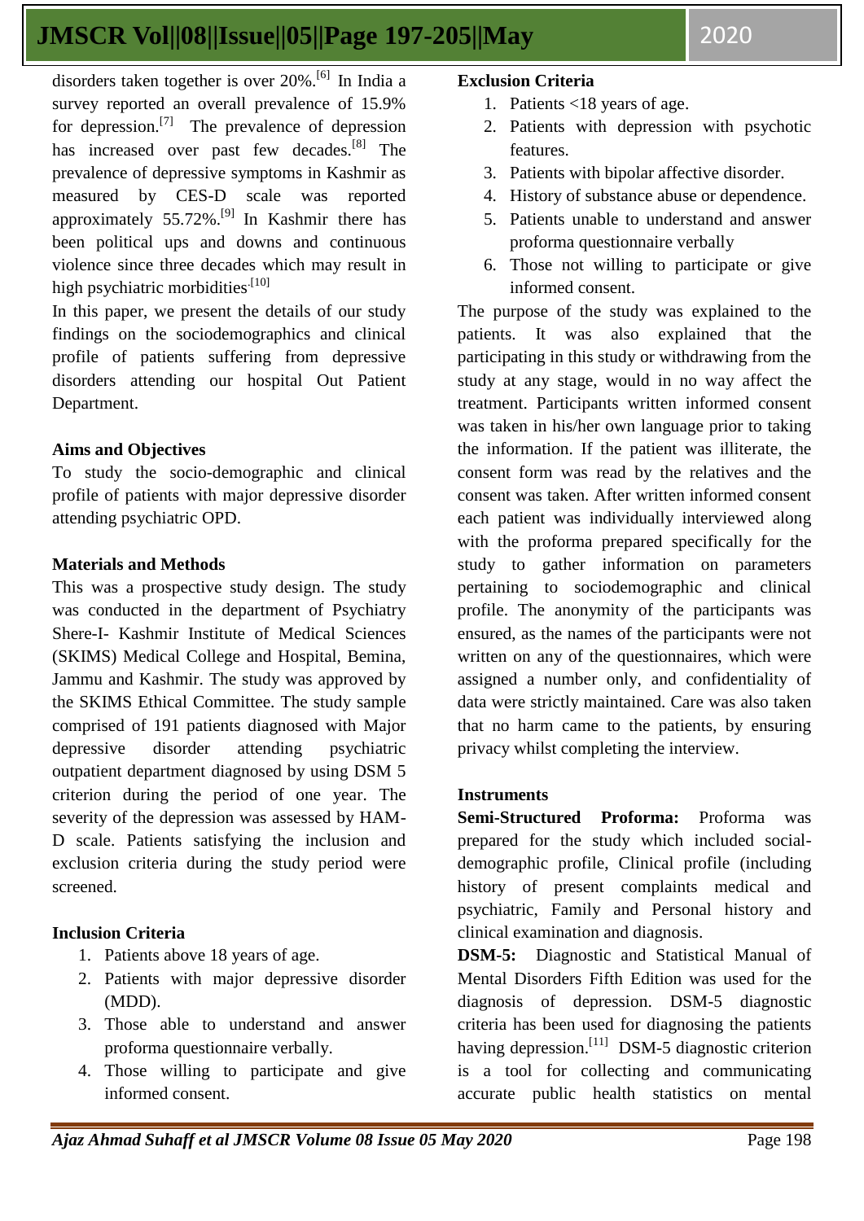disorders taken together is over 20%.[6] In India a survey reported an overall prevalence of 15.9% for depression.[7] The prevalence of depression has increased over past few decades.[8] The prevalence of depressive symptoms in Kashmir as measured by CES-D scale was reported approximately 55.72%.[9] In Kashmir there has been political ups and downs and continuous violence since three decades which may result in high psychiatric morbidities.[10]

In this paper, we present the details of our study findings on the sociodemographics and clinical profile of patients suffering from depressive disorders attending our hospital Out Patient Department.

### Aims and Objectives

To study the socio-demographic and clinical profile of patients with major depressive disorder attending psychiatric OPD.

### Materials and Methods

This was a prospective study design. The study was conducted in the department of Psychiatry Shere-I- Kashmir Institute of Medical Sciences (SKIMS) Medical College and Hospital, Bemina, Jammu and Kashmir. The study was approved by the SKIMS Ethical Committee. The study sample comprised of 191 patients diagnosed with Major depressive disorder attending psychiatric outpatient department diagnosed by using DSM 5 criterion during the period of one year. The severity of the depression was assessed by HAM-D scale. Patients satisfying the inclusion and exclusion criteria during the study period were screened.

### Inclusion Criteria

1. Patients above 18 years of age.
2. Patients with major depressive disorder (MDD).
3. Those able to understand and answer proforma questionnaire verbally.
4. Those willing to participate and give informed consent.

### Exclusion Criteria

1. Patients <18 years of age.
2. Patients with depression with psychotic features.
3. Patients with bipolar affective disorder.
4. History of substance abuse or dependence.
5. Patients unable to understand and answer proforma questionnaire verbally
6. Those not willing to participate or give informed consent.

The purpose of the study was explained to the patients. It was also explained that the participating in this study or withdrawing from the study at any stage, would in no way affect the treatment. Participants written informed consent was taken in his/her own language prior to taking the information. If the patient was illiterate, the consent form was read by the relatives and the consent was taken. After written informed consent each patient was individually interviewed along with the proforma prepared specifically for the study to gather information on parameters pertaining to sociodemographic and clinical profile. The anonymity of the participants was ensured, as the names of the participants were not written on any of the questionnaires, which were assigned a number only, and confidentiality of data were strictly maintained. Care was also taken that no harm came to the patients, by ensuring privacy whilst completing the interview.

### Instruments

**Semi-Structured Proforma:** Proforma was prepared for the study which included social-demographic profile, Clinical profile (including history of present complaints medical and psychiatric, Family and Personal history and clinical examination and diagnosis.

**DSM-5:** Diagnostic and Statistical Manual of Mental Disorders Fifth Edition was used for the diagnosis of depression. DSM-5 diagnostic criteria has been used for diagnosing the patients having depression.[11] DSM-5 diagnostic criterion is a tool for collecting and communicating accurate public health statistics on mental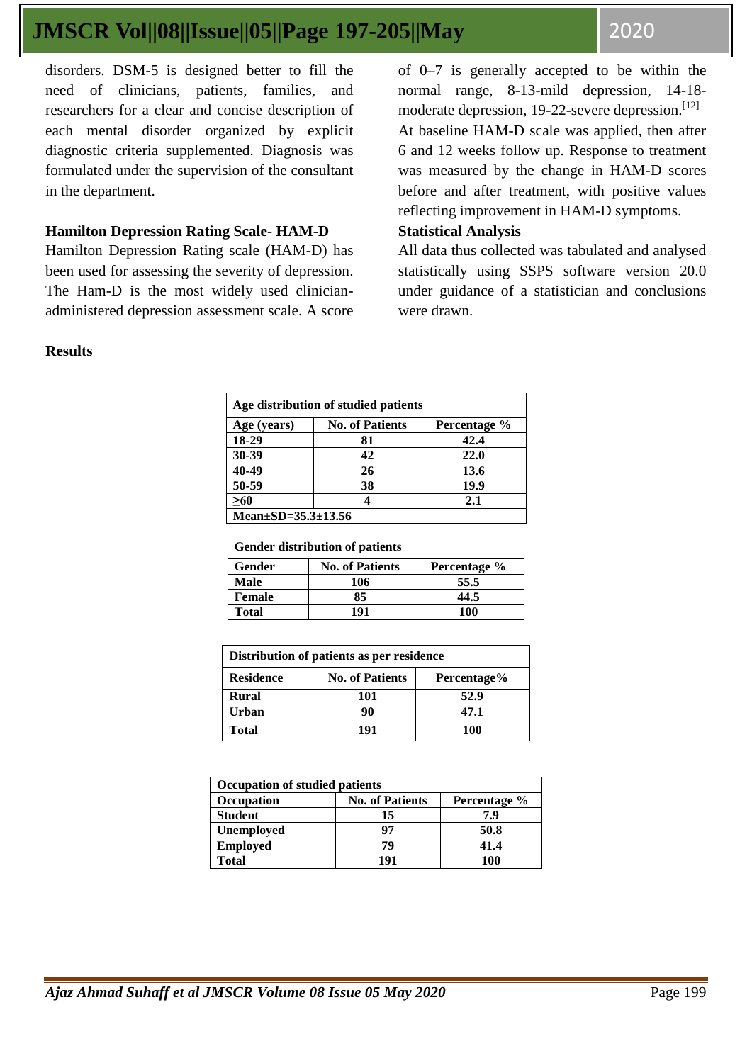disorders. DSM-5 is designed better to fill the need of clinicians, patients, families, and researchers for a clear and concise description of each mental disorder organized by explicit diagnostic criteria supplemented. Diagnosis was formulated under the supervision of the consultant in the department.

### Hamilton Depression Rating Scale- HAM-D

Hamilton Depression Rating scale (HAM-D) has been used for assessing the severity of depression. The Ham-D is the most widely used clinician-administered depression assessment scale. A score of 0–7 is generally accepted to be within the normal range, 8-13-mild depression, 14-18-moderate depression, 19-22-severe depression.[12]

At baseline HAM-D scale was applied, then after 6 and 12 weeks follow up. Response to treatment was measured by the change in HAM-D scores before and after treatment, with positive values reflecting improvement in HAM-D symptoms.

### Statistical Analysis

All data thus collected was tabulated and analysed statistically using SSPS software version 20.0 under guidance of a statistician and conclusions were drawn.

## Results

**Age distribution of studied patients**

| Age (years) | No. of Patients | Percentage % |
|---|---|---|
| 18-29 | 81 | 42.4 |
| 30-39 | 42 | 22.0 |
| 40-49 | 26 | 13.6 |
| 50-59 | 38 | 19.9 |
| ≥60 | 4 | 2.1 |
| Mean±SD=35.3±13.56 | | |

**Gender distribution of patients**

| Gender | No. of Patients | Percentage % |
|---|---|---|
| Male | 106 | 55.5 |
| Female | 85 | 44.5 |
| Total | 191 | 100 |

**Distribution of patients as per residence**

| Residence | No. of Patients | Percentage% |
|---|---|---|
| Rural | 101 | 52.9 |
| Urban | 90 | 47.1 |
| Total | 191 | 100 |

**Occupation of studied patients**

| Occupation | No. of Patients | Percentage % |
|---|---|---|
| Student | 15 | 7.9 |
| Unemployed | 97 | 50.8 |
| Employed | 79 | 41.4 |
| Total | 191 | 100 |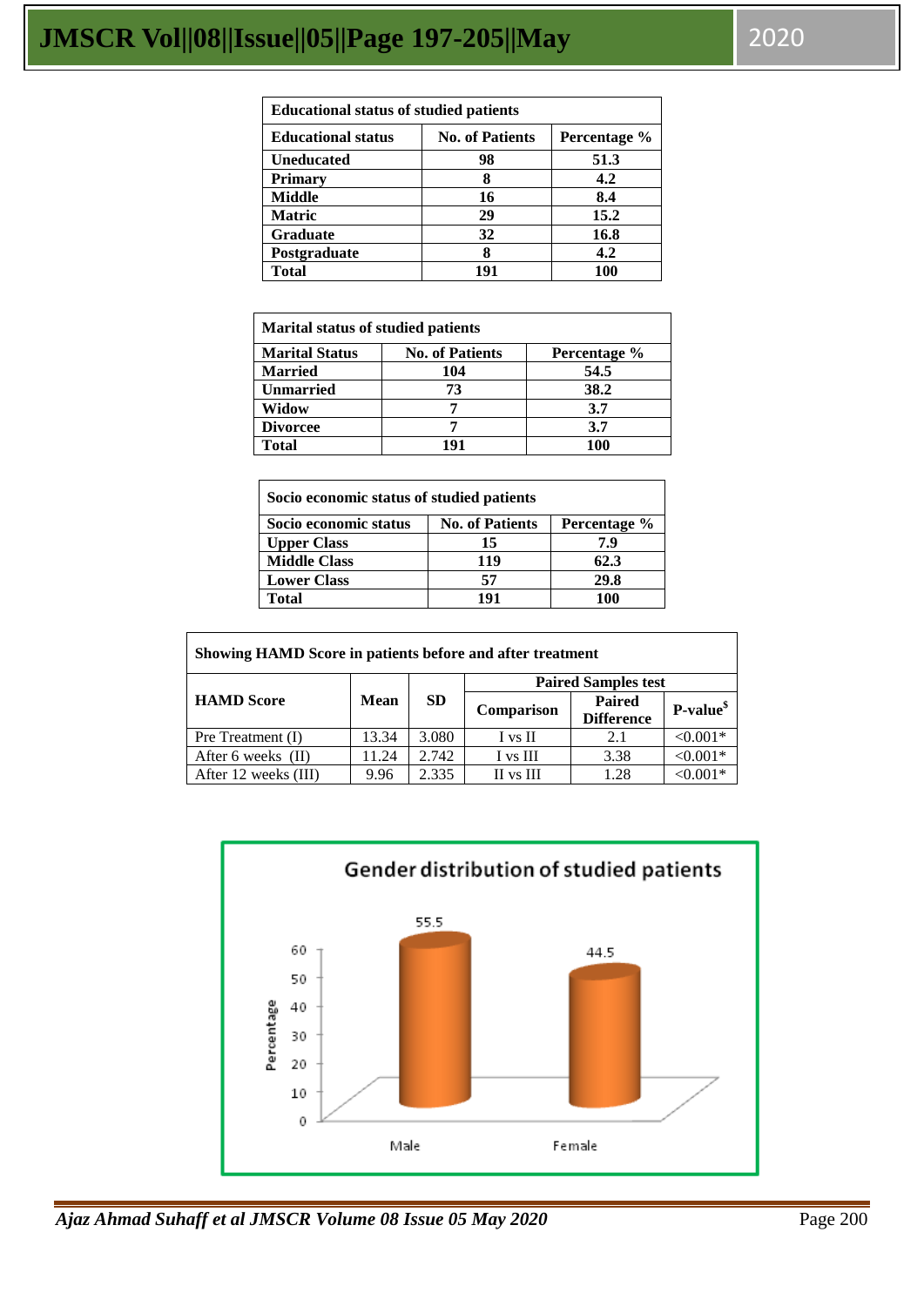**Educational status of studied patients**

| Educational status | No. of Patients | Percentage % |
|---|---|---|
| Uneducated | 98 | 51.3 |
| Primary | 8 | 4.2 |
| Middle | 16 | 8.4 |
| Matric | 29 | 15.2 |
| Graduate | 32 | 16.8 |
| Postgraduate | 8 | 4.2 |
| Total | 191 | 100 |

**Marital status of studied patients**

| Marital Status | No. of Patients | Percentage % |
|---|---|---|
| Married | 104 | 54.5 |
| Unmarried | 73 | 38.2 |
| Widow | 7 | 3.7 |
| Divorcee | 7 | 3.7 |
| Total | 191 | 100 |

**Socio economic status of studied patients**

| Socio economic status | No. of Patients | Percentage % |
|---|---|---|
| Upper Class | 15 | 7.9 |
| Middle Class | 119 | 62.3 |
| Lower Class | 57 | 29.8 |
| Total | 191 | 100 |

**Showing HAMD Score in patients before and after treatment**

| HAMD Score | Mean | SD | Paired Samples test | | |
|---|---|---|---|---|---|
| | | | Comparison | Paired Difference | P-value[$] |
| Pre Treatment (I) | 13.34 | 3.080 | I vs II | 2.1 | <0.001* |
| After 6 weeks (II) | 11.24 | 2.742 | I vs III | 3.38 | <0.001* |
| After 12 weeks (III) | 9.96 | 2.335 | II vs III | 1.28 | <0.001* |

**Gender distribution of studied patients**

| Gender | Percentage |
|---|---|
| Male | 55.5 |
| Female | 44.5 |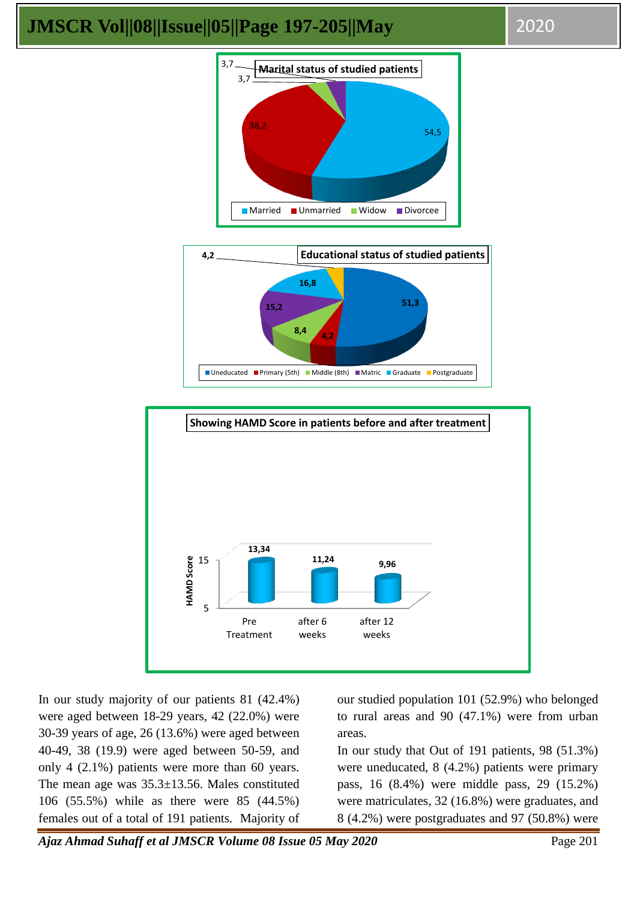**Marital status of studied patients**

Married 54,5; Unmarried 38,2; Widow 3,7; Divorcee 3,7

**Educational status of studied patients**

Uneducated 51,3; Primary (5th) 4,2; Middle (8th) 8,4; Matric 15,2; Graduate 16,8; Postgraduate 4,2

**Showing HAMD Score in patients before and after treatment**

| | Pre Treatment | after 6 weeks | after 12 weeks |
|---|---|---|---|
| HAMD Score | 13,34 | 11,24 | 9,96 |

In our study majority of our patients 81 (42.4%) were aged between 18-29 years, 42 (22.0%) were 30-39 years of age, 26 (13.6%) were aged between 40-49, 38 (19.9) were aged between 50-59, and only 4 (2.1%) patients were more than 60 years. The mean age was 35.3±13.56. Males constituted 106 (55.5%) while as there were 85 (44.5%) females out of a total of 191 patients. Majority of our studied population 101 (52.9%) who belonged to rural areas and 90 (47.1%) were from urban areas.

In our study that Out of 191 patients, 98 (51.3%) were uneducated, 8 (4.2%) patients were primary pass, 16 (8.4%) were middle pass, 29 (15.2%) were matriculates, 32 (16.8%) were graduates, and 8 (4.2%) were postgraduates and 97 (50.8%) were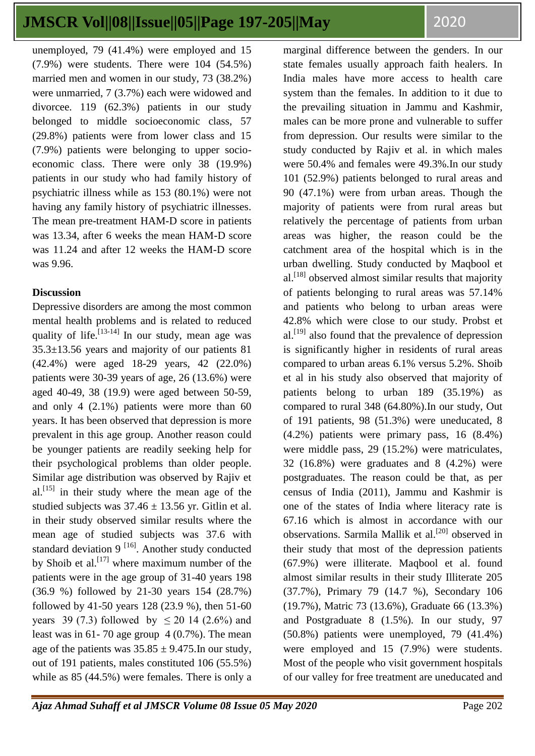unemployed, 79 (41.4%) were employed and 15 (7.9%) were students. There were 104 (54.5%) married men and women in our study, 73 (38.2%) were unmarried, 7 (3.7%) each were widowed and divorcee. 119 (62.3%) patients in our study belonged to middle socioeconomic class, 57 (29.8%) patients were from lower class and 15 (7.9%) patients were belonging to upper socio-economic class. There were only 38 (19.9%) patients in our study who had family history of psychiatric illness while as 153 (80.1%) were not having any family history of psychiatric illnesses. The mean pre-treatment HAM-D score in patients was 13.34, after 6 weeks the mean HAM-D score was 11.24 and after 12 weeks the HAM-D score was 9.96.

## Discussion

Depressive disorders are among the most common mental health problems and is related to reduced quality of life.[13-14] In our study, mean age was 35.3±13.56 years and majority of our patients 81 (42.4%) were aged 18-29 years, 42 (22.0%) patients were 30-39 years of age, 26 (13.6%) were aged 40-49, 38 (19.9) were aged between 50-59, and only 4 (2.1%) patients were more than 60 years. It has been observed that depression is more prevalent in this age group. Another reason could be younger patients are readily seeking help for their psychological problems than older people. Similar age distribution was observed by Rajiv et al.[15] in their study where the mean age of the studied subjects was 37.46 ± 13.56 yr. Gitlin et al. in their study observed similar results where the mean age of studied subjects was 37.6 with standard deviation 9 [16]. Another study conducted by Shoib et al.[17] where maximum number of the patients were in the age group of 31-40 years 198 (36.9 %) followed by 21-30 years 154 (28.7%) followed by 41-50 years 128 (23.9 %), then 51-60 years 39 (7.3) followed by ≤ 20 14 (2.6%) and least was in 61- 70 age group 4 (0.7%). The mean age of the patients was 35.85 ± 9.475.In our study, out of 191 patients, males constituted 106 (55.5%) while as 85 (44.5%) were females. There is only a marginal difference between the genders. In our state females usually approach faith healers. In India males have more access to health care system than the females. In addition to it due to the prevailing situation in Jammu and Kashmir, males can be more prone and vulnerable to suffer from depression. Our results were similar to the study conducted by Rajiv et al. in which males were 50.4% and females were 49.3%.In our study 101 (52.9%) patients belonged to rural areas and 90 (47.1%) were from urban areas. Though the majority of patients were from rural areas but relatively the percentage of patients from urban areas was higher, the reason could be the catchment area of the hospital which is in the urban dwelling. Study conducted by Maqbool et al.[18] observed almost similar results that majority of patients belonging to rural areas was 57.14% and patients who belong to urban areas were 42.8% which were close to our study. Probst et al.[19] also found that the prevalence of depression is significantly higher in residents of rural areas compared to urban areas 6.1% versus 5.2%. Shoib et al in his study also observed that majority of patients belong to urban 189 (35.19%) as compared to rural 348 (64.80%).In our study, Out of 191 patients, 98 (51.3%) were uneducated, 8 (4.2%) patients were primary pass, 16 (8.4%) were middle pass, 29 (15.2%) were matriculates, 32 (16.8%) were graduates and 8 (4.2%) were postgraduates. The reason could be that, as per census of India (2011), Jammu and Kashmir is one of the states of India where literacy rate is 67.16 which is almost in accordance with our observations. Sarmila Mallik et al.[20] observed in their study that most of the depression patients (67.9%) were illiterate. Maqbool et al. found almost similar results in their study Illiterate 205 (37.7%), Primary 79 (14.7 %), Secondary 106 (19.7%), Matric 73 (13.6%), Graduate 66 (13.3%) and Postgraduate 8 (1.5%). In our study, 97 (50.8%) patients were unemployed, 79 (41.4%) were employed and 15 (7.9%) were students. Most of the people who visit government hospitals of our valley for free treatment are uneducated and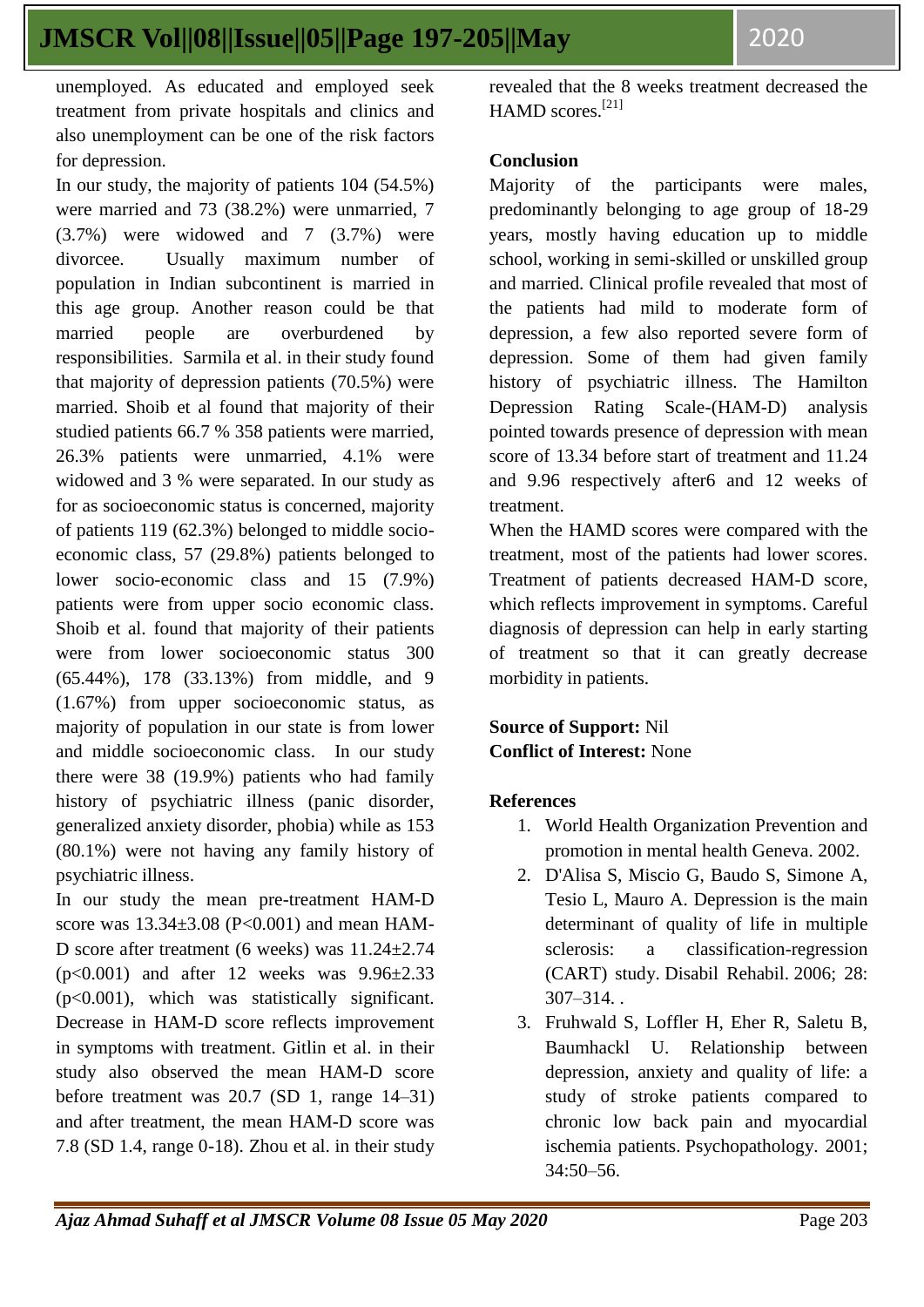unemployed. As educated and employed seek treatment from private hospitals and clinics and also unemployment can be one of the risk factors for depression.

In our study, the majority of patients 104 (54.5%) were married and 73 (38.2%) were unmarried, 7 (3.7%) were widowed and 7 (3.7%) were divorcee. Usually maximum number of population in Indian subcontinent is married in this age group. Another reason could be that married people are overburdened by responsibilities. Sarmila et al. in their study found that majority of depression patients (70.5%) were married. Shoib et al found that majority of their studied patients 66.7 % 358 patients were married, 26.3% patients were unmarried, 4.1% were widowed and 3 % were separated. In our study as for as socioeconomic status is concerned, majority of patients 119 (62.3%) belonged to middle socio-economic class, 57 (29.8%) patients belonged to lower socio-economic class and 15 (7.9%) patients were from upper socio economic class. Shoib et al. found that majority of their patients were from lower socioeconomic status 300 (65.44%), 178 (33.13%) from middle, and 9 (1.67%) from upper socioeconomic status, as majority of population in our state is from lower and middle socioeconomic class. In our study there were 38 (19.9%) patients who had family history of psychiatric illness (panic disorder, generalized anxiety disorder, phobia) while as 153 (80.1%) were not having any family history of psychiatric illness.

In our study the mean pre-treatment HAM-D score was 13.34±3.08 ($P<0.001$) and mean HAM-D score after treatment (6 weeks) was 11.24±2.74 ($p<0.001$) and after 12 weeks was 9.96±2.33 ($p<0.001$), which was statistically significant. Decrease in HAM-D score reflects improvement in symptoms with treatment. Gitlin et al. in their study also observed the mean HAM-D score before treatment was 20.7 (SD 1, range 14–31) and after treatment, the mean HAM-D score was 7.8 (SD 1.4, range 0-18). Zhou et al. in their study revealed that the 8 weeks treatment decreased the HAMD scores.[21]

## Conclusion

Majority of the participants were males, predominantly belonging to age group of 18-29 years, mostly having education up to middle school, working in semi-skilled or unskilled group and married. Clinical profile revealed that most of the patients had mild to moderate form of depression, a few also reported severe form of depression. Some of them had given family history of psychiatric illness. The Hamilton Depression Rating Scale-(HAM-D) analysis pointed towards presence of depression with mean score of 13.34 before start of treatment and 11.24 and 9.96 respectively after6 and 12 weeks of treatment.

When the HAMD scores were compared with the treatment, most of the patients had lower scores. Treatment of patients decreased HAM-D score, which reflects improvement in symptoms. Careful diagnosis of depression can help in early starting of treatment so that it can greatly decrease morbidity in patients.

**Source of Support:** Nil
**Conflict of Interest:** None

## References

1. World Health Organization Prevention and promotion in mental health Geneva. 2002.
2. D'Alisa S, Miscio G, Baudo S, Simone A, Tesio L, Mauro A. Depression is the main determinant of quality of life in multiple sclerosis: a classification-regression (CART) study. Disabil Rehabil. 2006; 28: 307–314. .
3. Fruhwald S, Loffler H, Eher R, Saletu B, Baumhackl U. Relationship between depression, anxiety and quality of life: a study of stroke patients compared to chronic low back pain and myocardial ischemia patients. Psychopathology. 2001; 34:50–56.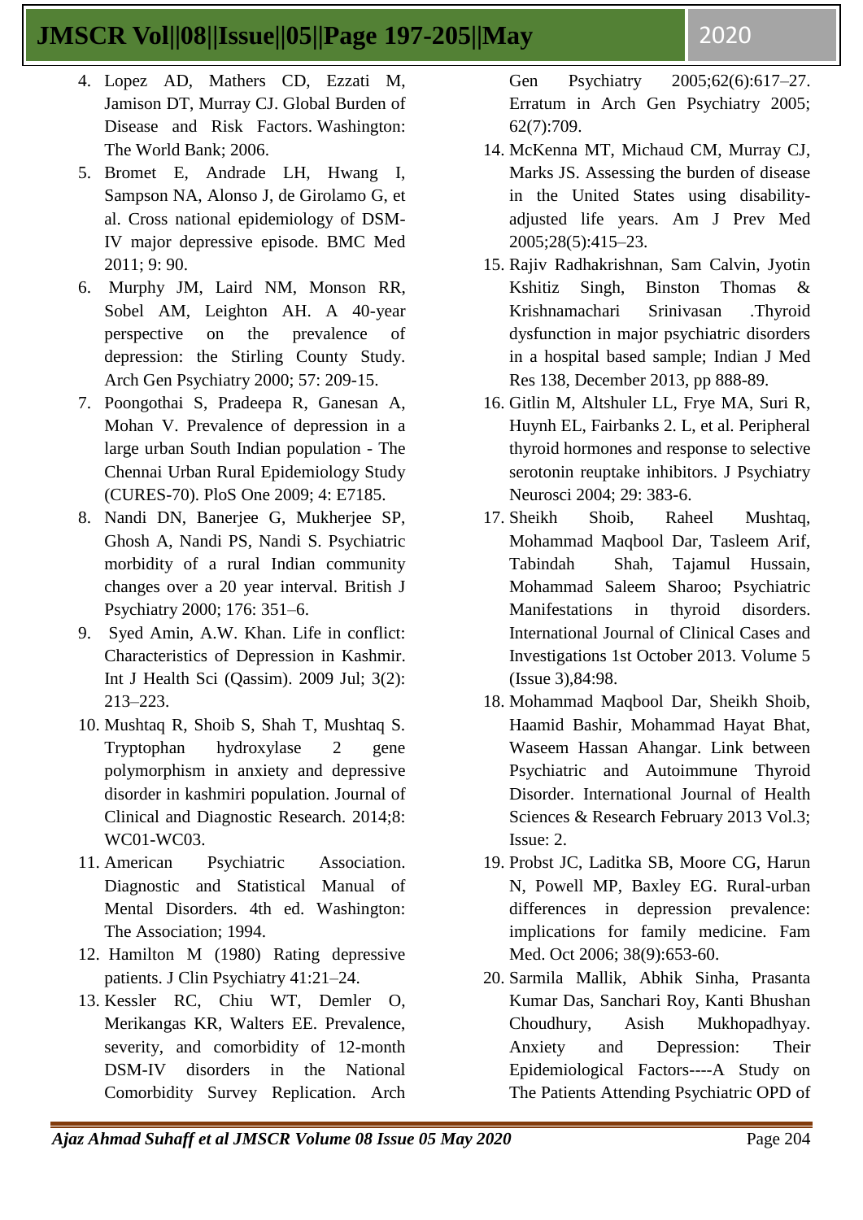4. Lopez AD, Mathers CD, Ezzati M, Jamison DT, Murray CJ. Global Burden of Disease and Risk Factors. Washington: The World Bank; 2006.
5. Bromet E, Andrade LH, Hwang I, Sampson NA, Alonso J, de Girolamo G, et al. Cross national epidemiology of DSM-IV major depressive episode. BMC Med 2011; 9: 90.
6. Murphy JM, Laird NM, Monson RR, Sobel AM, Leighton AH. A 40-year perspective on the prevalence of depression: the Stirling County Study. Arch Gen Psychiatry 2000; 57: 209-15.
7. Poongothai S, Pradeepa R, Ganesan A, Mohan V. Prevalence of depression in a large urban South Indian population - The Chennai Urban Rural Epidemiology Study (CURES-70). PloS One 2009; 4: E7185.
8. Nandi DN, Banerjee G, Mukherjee SP, Ghosh A, Nandi PS, Nandi S. Psychiatric morbidity of a rural Indian community changes over a 20 year interval. British J Psychiatry 2000; 176: 351–6.
9. Syed Amin, A.W. Khan. Life in conflict: Characteristics of Depression in Kashmir. Int J Health Sci (Qassim). 2009 Jul; 3(2): 213–223.
10. Mushtaq R, Shoib S, Shah T, Mushtaq S. Tryptophan hydroxylase 2 gene polymorphism in anxiety and depressive disorder in kashmiri population. Journal of Clinical and Diagnostic Research. 2014;8: WC01-WC03.
11. American Psychiatric Association. Diagnostic and Statistical Manual of Mental Disorders. 4th ed. Washington: The Association; 1994.
12. Hamilton M (1980) Rating depressive patients. J Clin Psychiatry 41:21–24.
13. Kessler RC, Chiu WT, Demler O, Merikangas KR, Walters EE. Prevalence, severity, and comorbidity of 12-month DSM-IV disorders in the National Comorbidity Survey Replication. Arch Gen Psychiatry 2005;62(6):617–27. Erratum in Arch Gen Psychiatry 2005; 62(7):709.
14. McKenna MT, Michaud CM, Murray CJ, Marks JS. Assessing the burden of disease in the United States using disability-adjusted life years. Am J Prev Med 2005;28(5):415–23.
15. Rajiv Radhakrishnan, Sam Calvin, Jyotin Kshitiz Singh, Binston Thomas & Krishnamachari Srinivasan .Thyroid dysfunction in major psychiatric disorders in a hospital based sample; Indian J Med Res 138, December 2013, pp 888-89.
16. Gitlin M, Altshuler LL, Frye MA, Suri R, Huynh EL, Fairbanks 2. L, et al. Peripheral thyroid hormones and response to selective serotonin reuptake inhibitors. J Psychiatry Neurosci 2004; 29: 383-6.
17. Sheikh Shoib, Raheel Mushtaq, Mohammad Maqbool Dar, Tasleem Arif, Tabindah Shah, Tajamul Hussain, Mohammad Saleem Sharoo; Psychiatric Manifestations in thyroid disorders. International Journal of Clinical Cases and Investigations 1st October 2013. Volume 5 (Issue 3),84:98.
18. Mohammad Maqbool Dar, Sheikh Shoib, Haamid Bashir, Mohammad Hayat Bhat, Waseem Hassan Ahangar. Link between Psychiatric and Autoimmune Thyroid Disorder. International Journal of Health Sciences & Research February 2013 Vol.3; Issue: 2.
19. Probst JC, Laditka SB, Moore CG, Harun N, Powell MP, Baxley EG. Rural-urban differences in depression prevalence: implications for family medicine. Fam Med. Oct 2006; 38(9):653-60.
20. Sarmila Mallik, Abhik Sinha, Prasanta Kumar Das, Sanchari Roy, Kanti Bhushan Choudhury, Asish Mukhopadhyay. Anxiety and Depression: Their Epidemiological Factors----A Study on The Patients Attending Psychiatric OPD of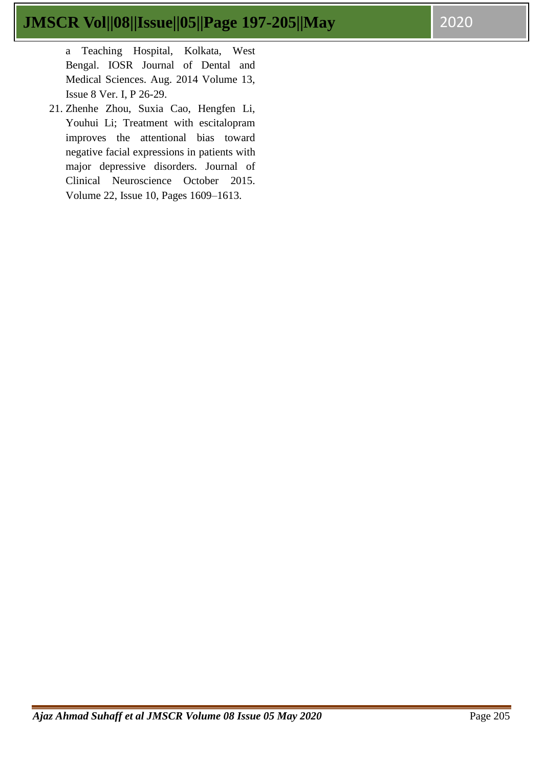a Teaching Hospital, Kolkata, West Bengal. IOSR Journal of Dental and Medical Sciences. Aug. 2014 Volume 13, Issue 8 Ver. I, P 26-29.

21. Zhenhe Zhou, Suxia Cao, Hengfen Li, Youhui Li; Treatment with escitalopram improves the attentional bias toward negative facial expressions in patients with major depressive disorders. Journal of Clinical Neuroscience October 2015. Volume 22, Issue 10, Pages 1609–1613.